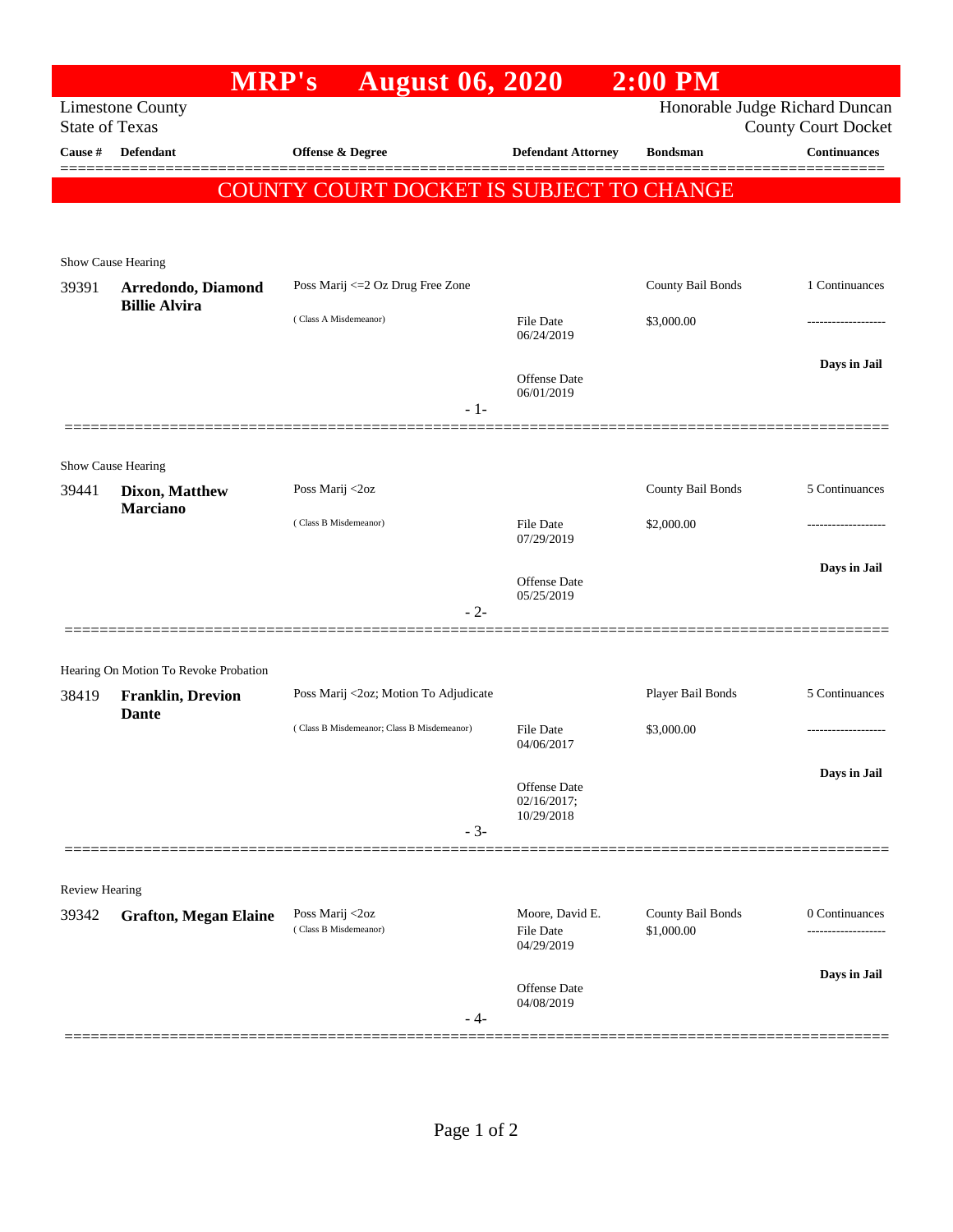# MRP's August 06, 2020 2:00 PM

Limestone County
State of Texas

Honorable Judge Richard Duncan
County Court Docket

**COUNTY COURT DOCKET IS SUBJECT TO CHANGE**

| Cause # | Defendant | Offense & Degree | Defendant Attorney | Bondsman | Continuances |
|---|---|---|---|---|---|
| Show Cause Hearing | | | | | |
| 39391 | **Arredondo, Diamond Billie Alvira** | Poss Marij <=2 Oz Drug Free Zone<br>( Class A Misdemeanor) | File Date 06/24/2019<br>Offense Date 06/01/2019 | County Bail Bonds<br>$3,000.00 | 1 Continuances<br>-------------------<br>**Days in Jail** |
| | | - 1- | | | |
| Show Cause Hearing | | | | | |
| 39441 | **Dixon, Matthew Marciano** | Poss Marij <2oz<br>( Class B Misdemeanor) | File Date 07/29/2019<br>Offense Date 05/25/2019 | County Bail Bonds<br>$2,000.00 | 5 Continuances<br>-------------------<br>**Days in Jail** |
| | | - 2- | | | |
| Hearing On Motion To Revoke Probation | | | | | |
| 38419 | **Franklin, Drevion Dante** | Poss Marij <2oz; Motion To Adjudicate<br>( Class B Misdemeanor; Class B Misdemeanor) | File Date 04/06/2017<br>Offense Date 02/16/2017; 10/29/2018 | Player Bail Bonds<br>$3,000.00 | 5 Continuances<br>-------------------<br>**Days in Jail** |
| | | - 3- | | | |
| Review Hearing | | | | | |
| 39342 | **Grafton, Megan Elaine** | Poss Marij <2oz<br>( Class B Misdemeanor) | Moore, David E.<br>File Date 04/29/2019<br>Offense Date 04/08/2019 | County Bail Bonds<br>$1,000.00 | 0 Continuances<br>-------------------<br>**Days in Jail** |
| | | - 4- | | | |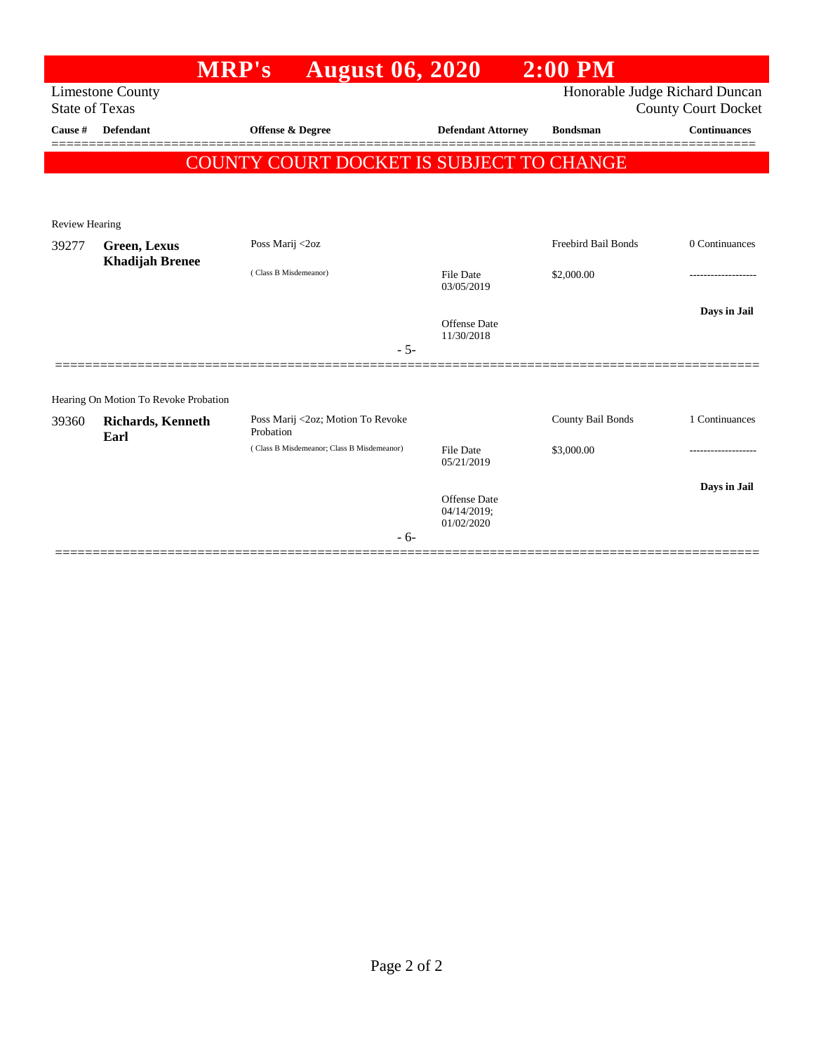# MRP's August 06, 2020 2:00 PM

Limestone County
State of Texas

Honorable Judge Richard Duncan
County Court Docket

| Cause # | Defendant | Offense & Degree | Defendant Attorney | Bondsman | Continuances |
|---|---|---|---|---|---|

## COUNTY COURT DOCKET IS SUBJECT TO CHANGE

Review Hearing

| Cause # | Defendant | Offense & Degree | Defendant Attorney | Bondsman | Continuances |
|---|---|---|---|---|---|
| 39277 | **Green, Lexus Khadijah Brenee** | Poss Marij <2oz<br>( Class B Misdemeanor) | File Date<br>03/05/2019<br><br>Offense Date<br>11/30/2018 | Freebird Bail Bonds<br>$2,000.00 | 0 Continuances<br>-------------------<br>**Days in Jail** |

- 5-

Hearing On Motion To Revoke Probation

| Cause # | Defendant | Offense & Degree | Defendant Attorney | Bondsman | Continuances |
|---|---|---|---|---|---|
| 39360 | **Richards, Kenneth Earl** | Poss Marij <2oz; Motion To Revoke Probation<br>( Class B Misdemeanor; Class B Misdemeanor) | File Date<br>05/21/2019<br><br>Offense Date<br>04/14/2019;<br>01/02/2020 | County Bail Bonds<br>$3,000.00 | 1 Continuances<br>-------------------<br>**Days in Jail** |

- 6-